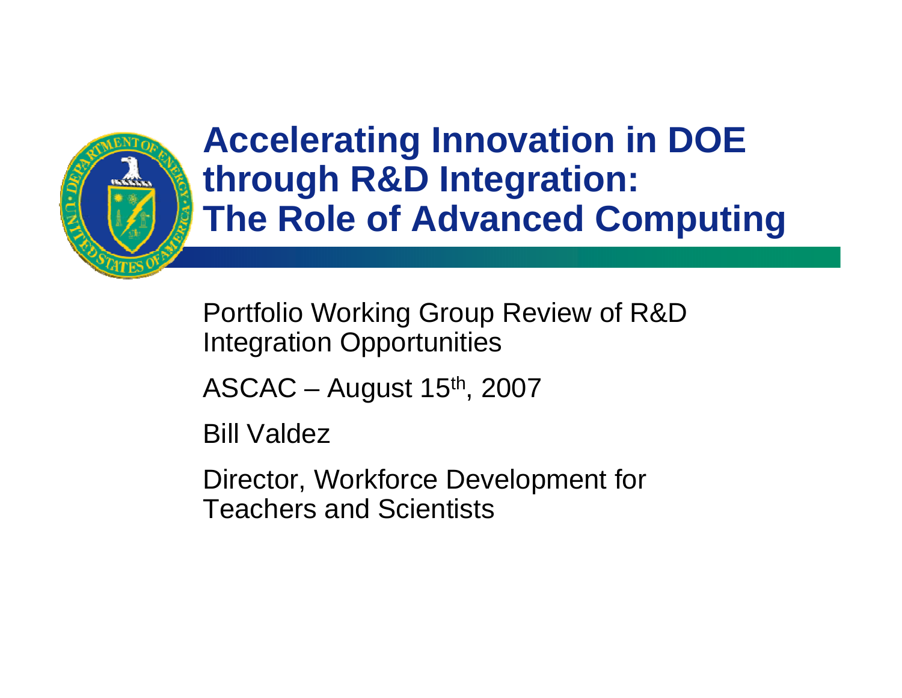# Accelerating Innovation in DOE through R&D Integration: The Role of Advanced Computing

Portfolio Working Group Review of R&D Integration Opportunities

ASCAC – August 15th, 2007

Bill Valdez

Director, Workforce Development for Teachers and Scientists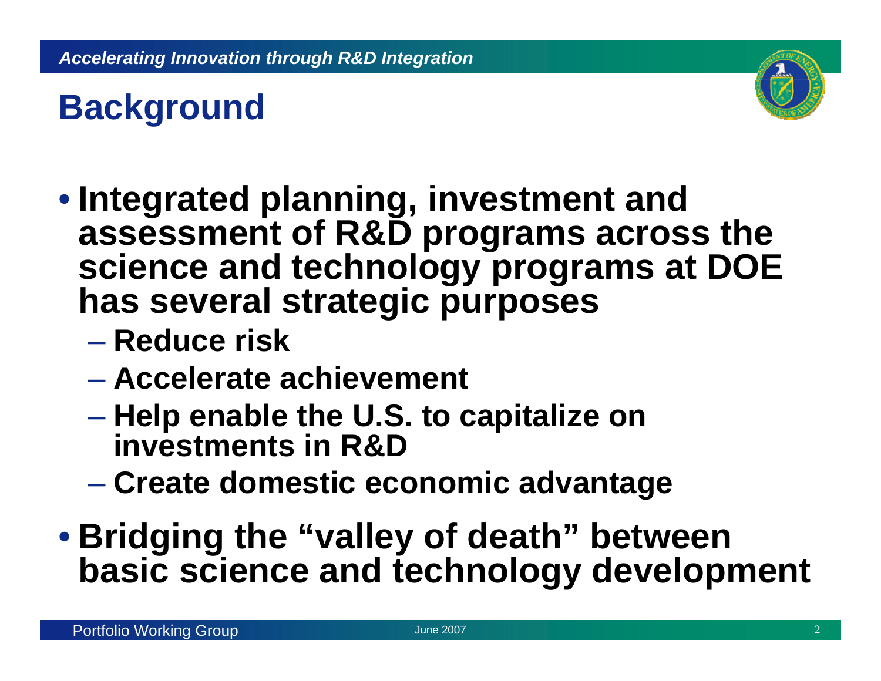# Background

- Integrated planning, investment and assessment of R&D programs across the science and technology programs at DOE has several strategic purposes
  - Reduce risk
  - Accelerate achievement
  - Help enable the U.S. to capitalize on investments in R&D
  - Create domestic economic advantage
- Bridging the "valley of death" between basic science and technology development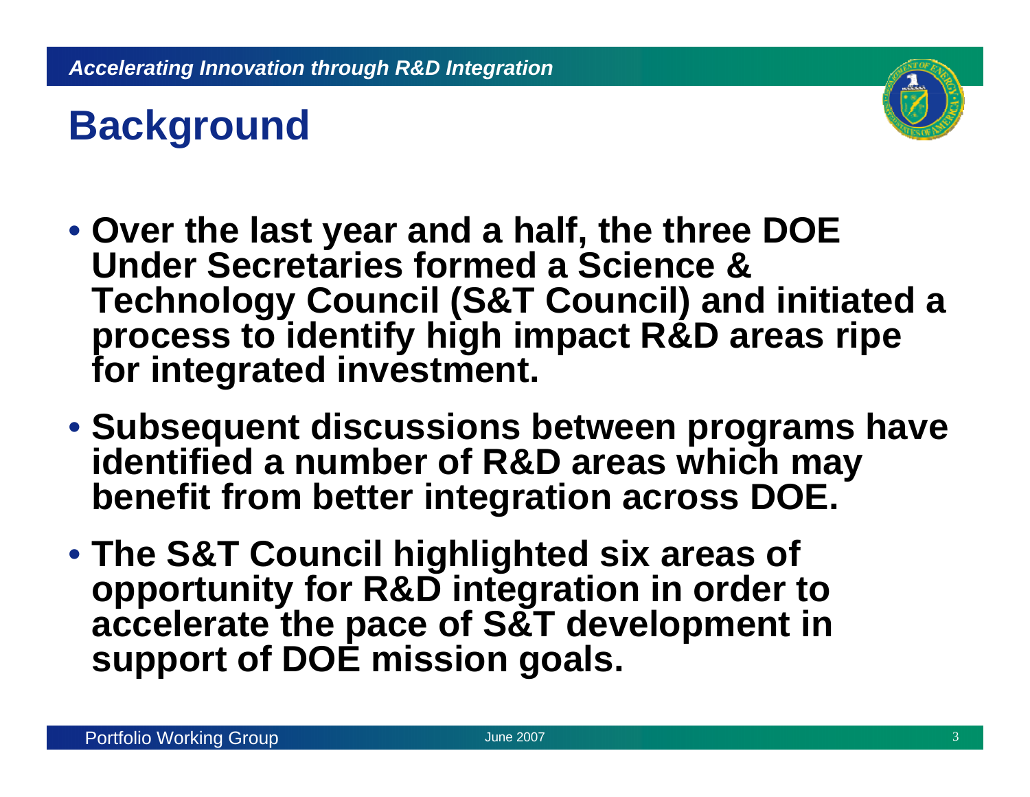# Background

- **Over the last year and a half, the three DOE Under Secretaries formed a Science & Technology Council (S&T Council) and initiated a process to identify high impact R&D areas ripe for integrated investment.**
- **Subsequent discussions between programs have identified a number of R&D areas which may benefit from better integration across DOE.**
- **The S&T Council highlighted six areas of opportunity for R&D integration in order to accelerate the pace of S&T development in support of DOE mission goals.**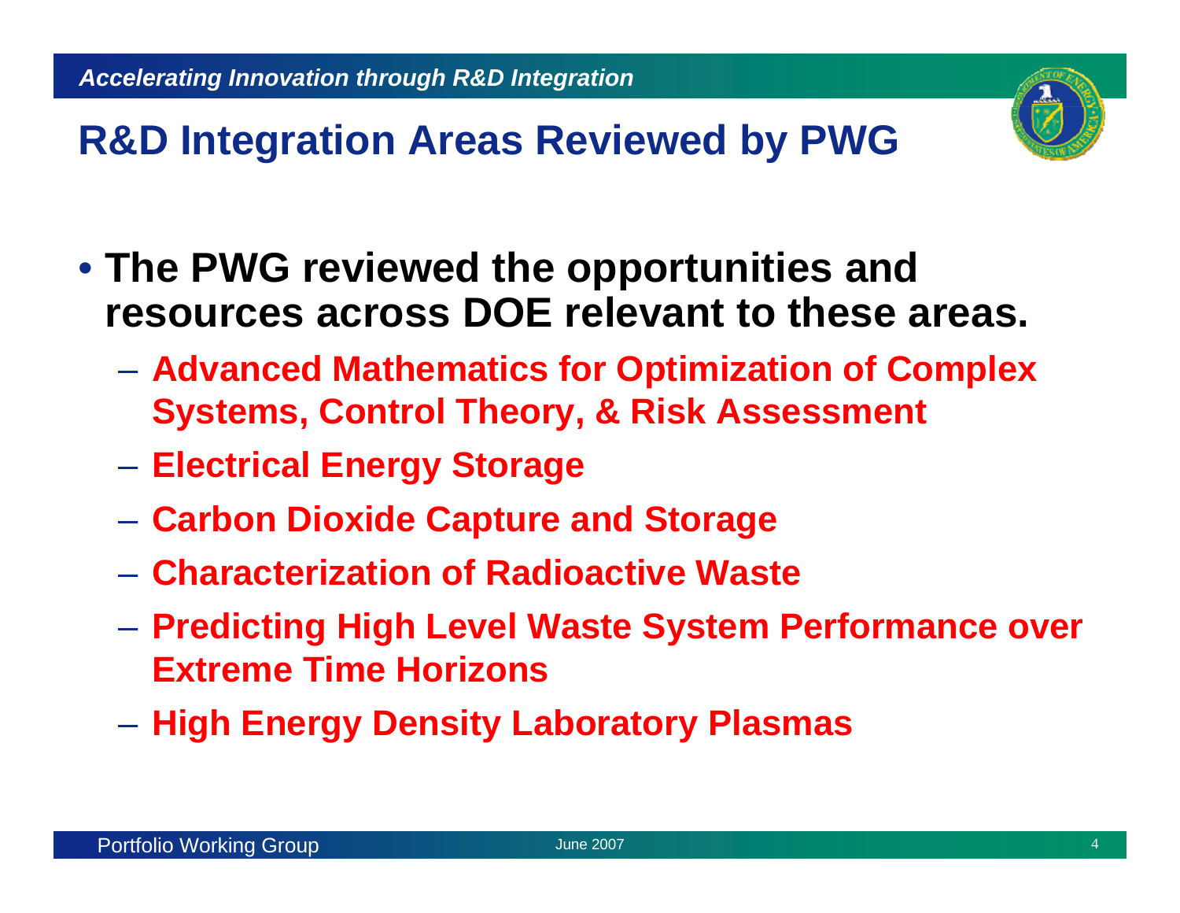# R&D Integration Areas Reviewed by PWG

- **The PWG reviewed the opportunities and resources across DOE relevant to these areas.**
  - **Advanced Mathematics for Optimization of Complex Systems, Control Theory, & Risk Assessment**
  - **Electrical Energy Storage**
  - **Carbon Dioxide Capture and Storage**
  - **Characterization of Radioactive Waste**
  - **Predicting High Level Waste System Performance over Extreme Time Horizons**
  - **High Energy Density Laboratory Plasmas**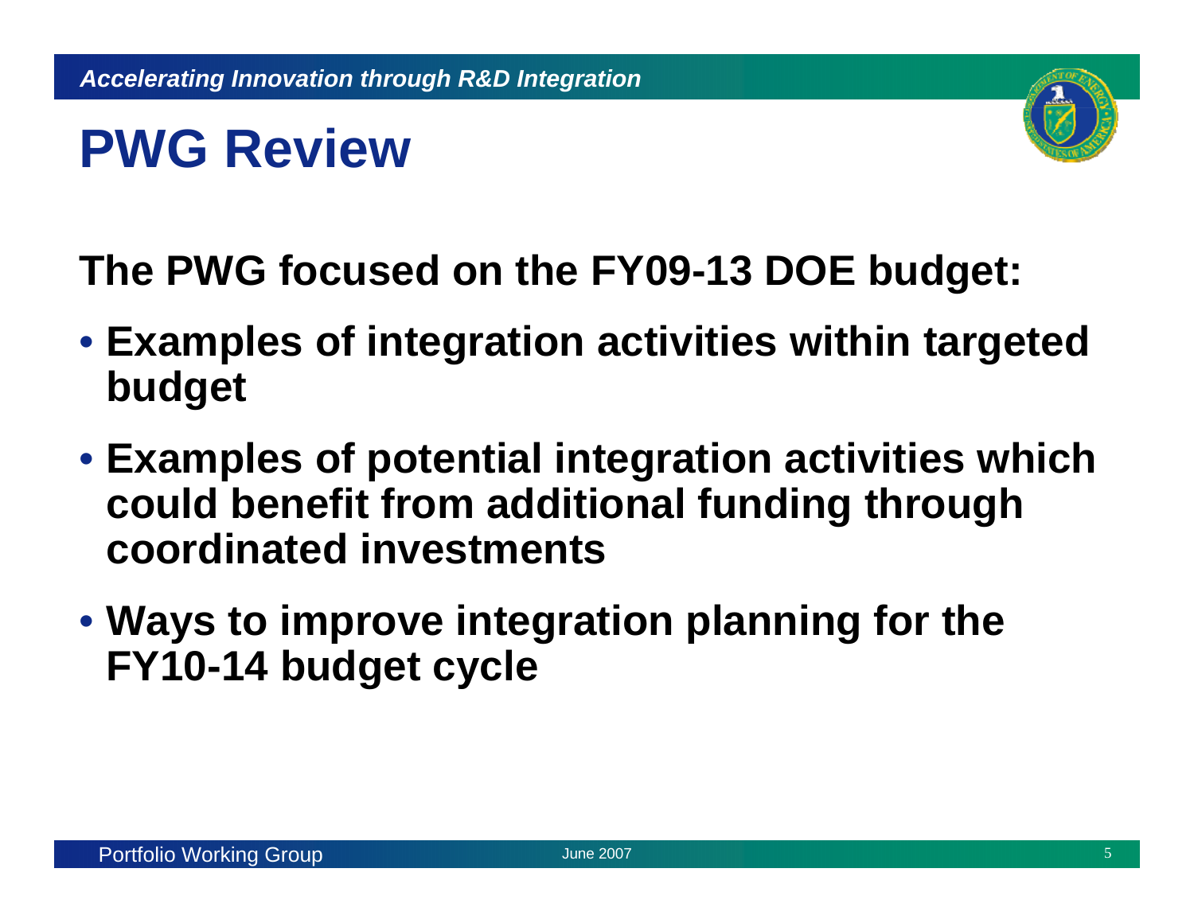# PWG Review

**The PWG focused on the FY09-13 DOE budget:**

- **Examples of integration activities within targeted budget**
- **Examples of potential integration activities which could benefit from additional funding through coordinated investments**
- **Ways to improve integration planning for the FY10-14 budget cycle**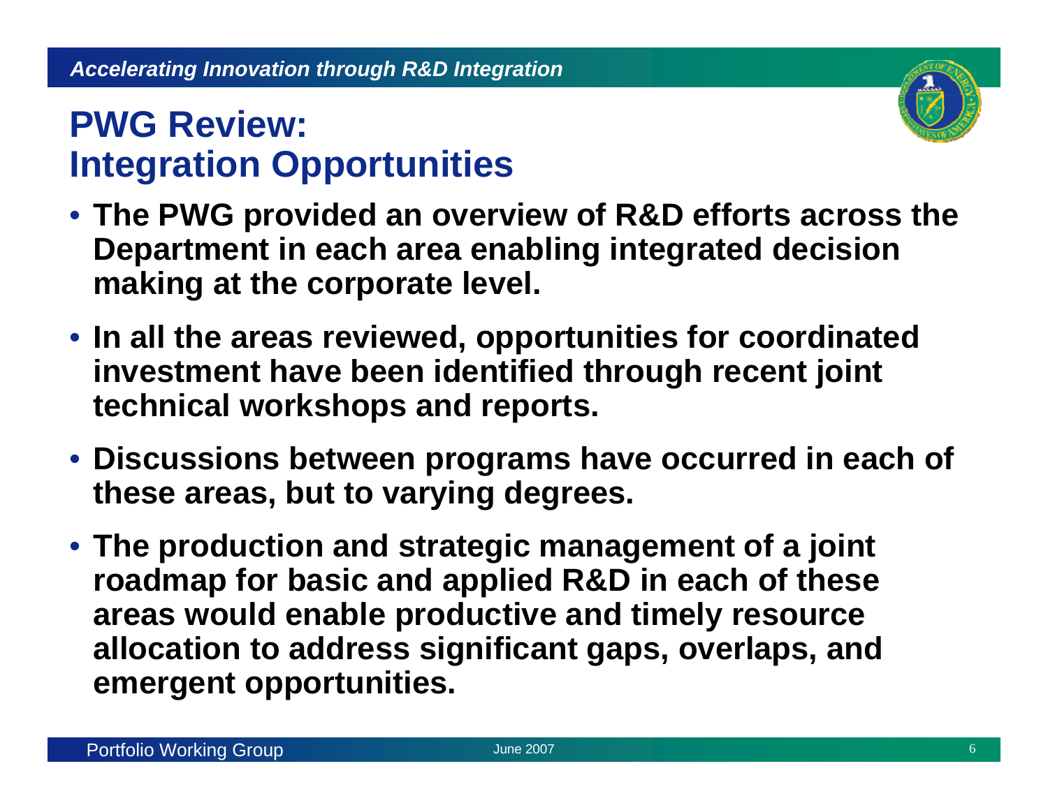## PWG Review: Integration Opportunities

- **The PWG provided an overview of R&D efforts across the Department in each area enabling integrated decision making at the corporate level.**
- **In all the areas reviewed, opportunities for coordinated investment have been identified through recent joint technical workshops and reports.**
- **Discussions between programs have occurred in each of these areas, but to varying degrees.**
- **The production and strategic management of a joint roadmap for basic and applied R&D in each of these areas would enable productive and timely resource allocation to address significant gaps, overlaps, and emergent opportunities.**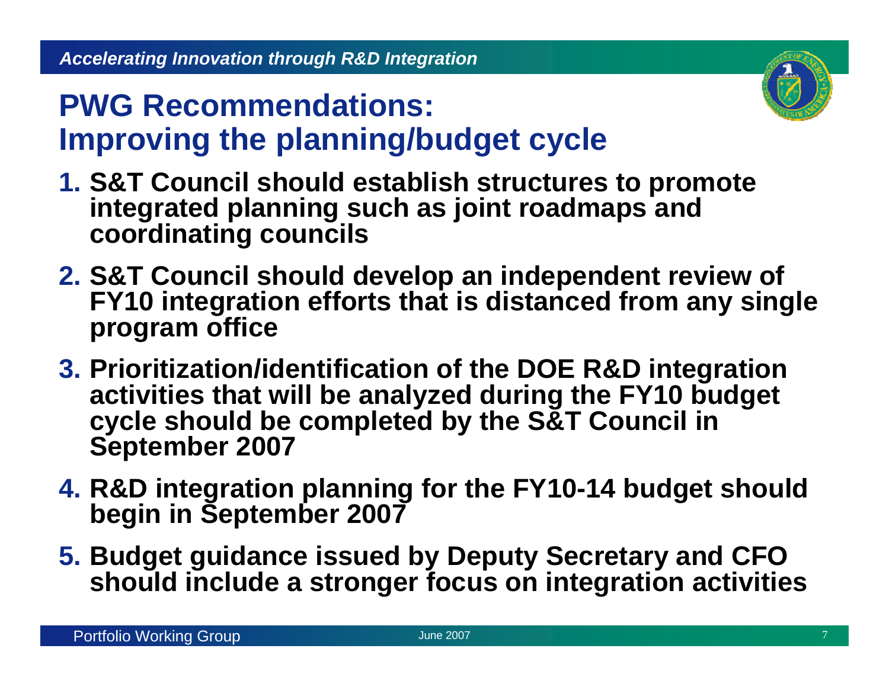# PWG Recommendations: Improving the planning/budget cycle

1. **S&T Council should establish structures to promote integrated planning such as joint roadmaps and coordinating councils**
2. **S&T Council should develop an independent review of FY10 integration efforts that is distanced from any single program office**
3. **Prioritization/identification of the DOE R&D integration activities that will be analyzed during the FY10 budget cycle should be completed by the S&T Council in September 2007**
4. **R&D integration planning for the FY10-14 budget should begin in September 2007**
5. **Budget guidance issued by Deputy Secretary and CFO should include a stronger focus on integration activities**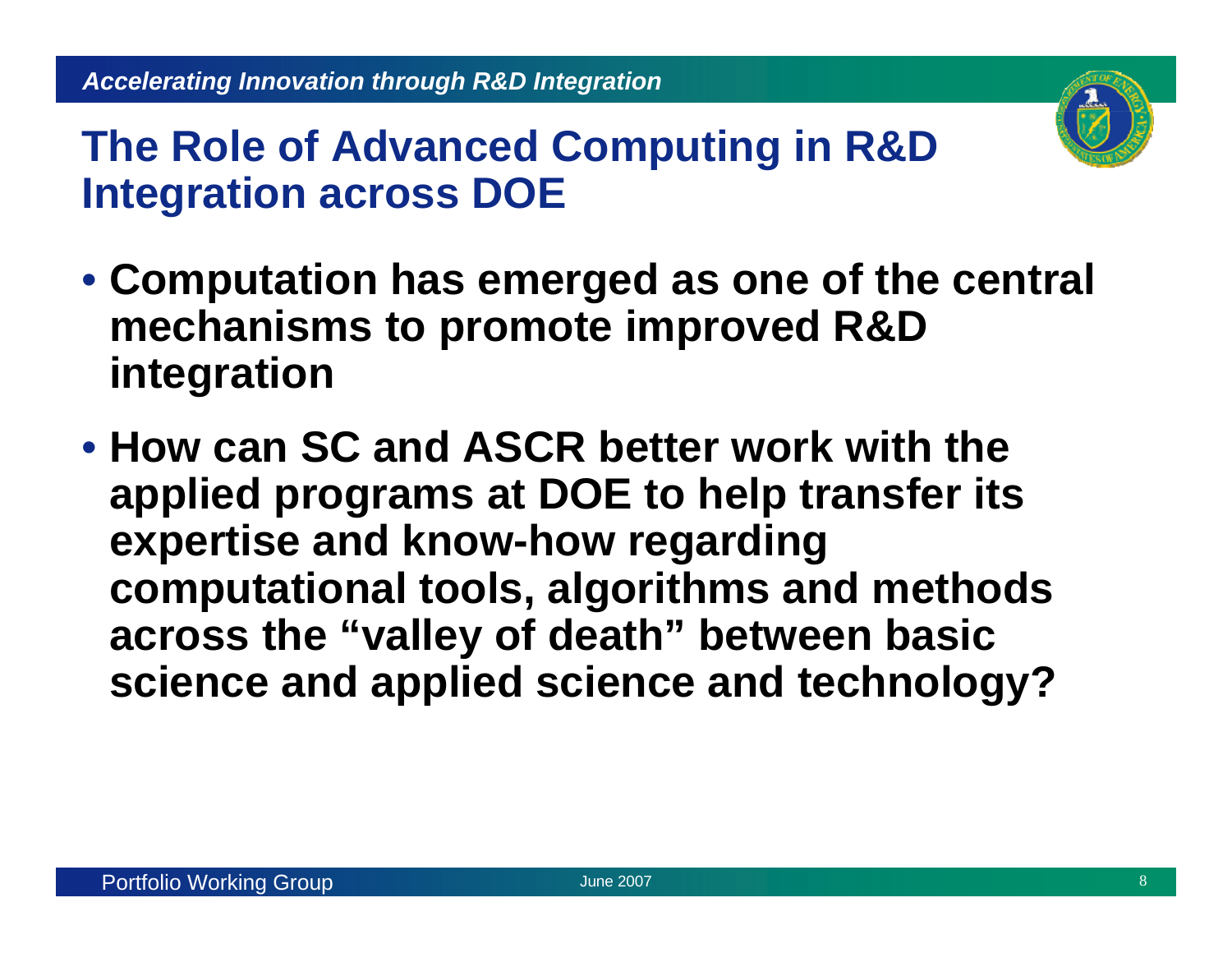# The Role of Advanced Computing in R&D Integration across DOE

- **Computation has emerged as one of the central mechanisms to promote improved R&D integration**
- **How can SC and ASCR better work with the applied programs at DOE to help transfer its expertise and know-how regarding computational tools, algorithms and methods across the "valley of death" between basic science and applied science and technology?**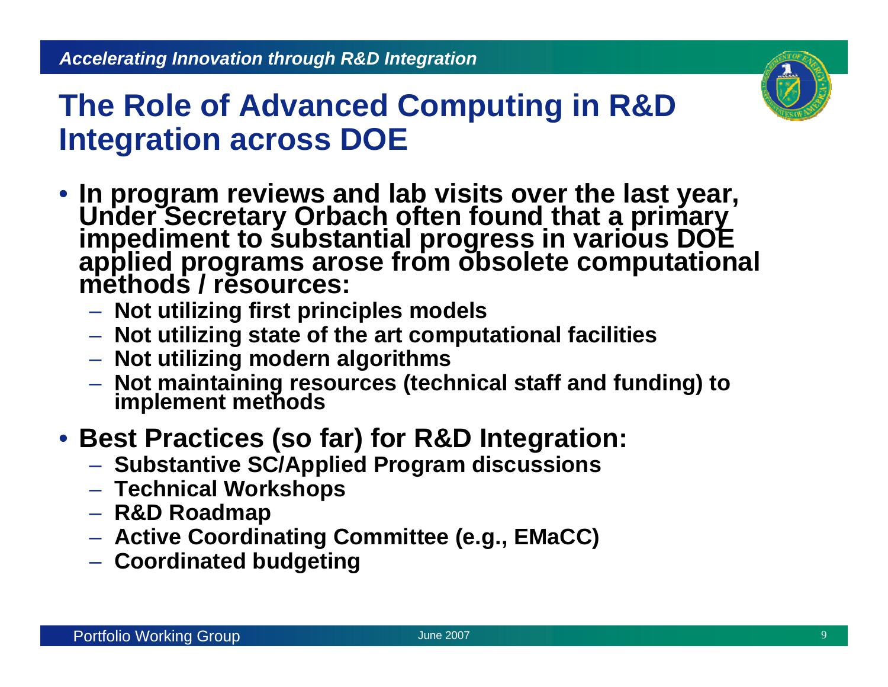# The Role of Advanced Computing in R&D Integration across DOE

- **In program reviews and lab visits over the last year, Under Secretary Orbach often found that a primary impediment to substantial progress in various DOE applied programs arose from obsolete computational methods / resources:**
  - **Not utilizing first principles models**
  - **Not utilizing state of the art computational facilities**
  - **Not utilizing modern algorithms**
  - **Not maintaining resources (technical staff and funding) to implement methods**
- **Best Practices (so far) for R&D Integration:**
  - **Substantive SC/Applied Program discussions**
  - **Technical Workshops**
  - **R&D Roadmap**
  - **Active Coordinating Committee (e.g., EMaCC)**
  - **Coordinated budgeting**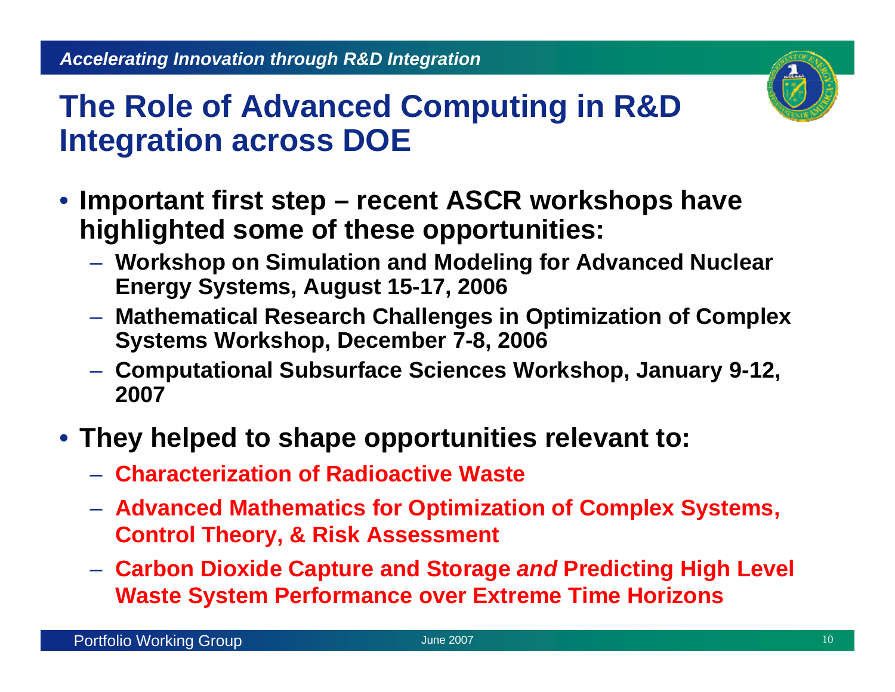# The Role of Advanced Computing in R&D Integration across DOE

- **Important first step – recent ASCR workshops have highlighted some of these opportunities:**
  - **Workshop on Simulation and Modeling for Advanced Nuclear Energy Systems, August 15-17, 2006**
  - **Mathematical Research Challenges in Optimization of Complex Systems Workshop, December 7-8, 2006**
  - **Computational Subsurface Sciences Workshop, January 9-12, 2007**
- **They helped to shape opportunities relevant to:**
  - **Characterization of Radioactive Waste**
  - **Advanced Mathematics for Optimization of Complex Systems, Control Theory, & Risk Assessment**
  - **Carbon Dioxide Capture and Storage *and* Predicting High Level Waste System Performance over Extreme Time Horizons**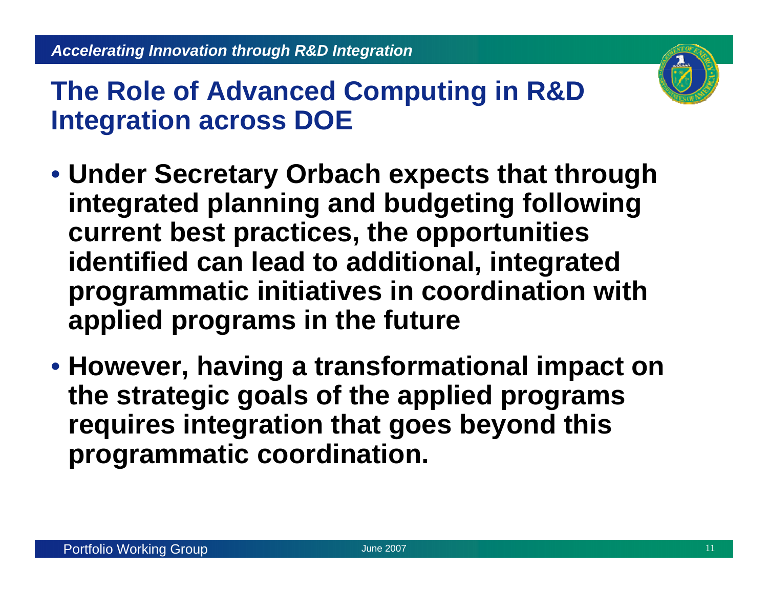# The Role of Advanced Computing in R&D Integration across DOE

- **Under Secretary Orbach expects that through integrated planning and budgeting following current best practices, the opportunities identified can lead to additional, integrated programmatic initiatives in coordination with applied programs in the future**
- **However, having a transformational impact on the strategic goals of the applied programs requires integration that goes beyond this programmatic coordination.**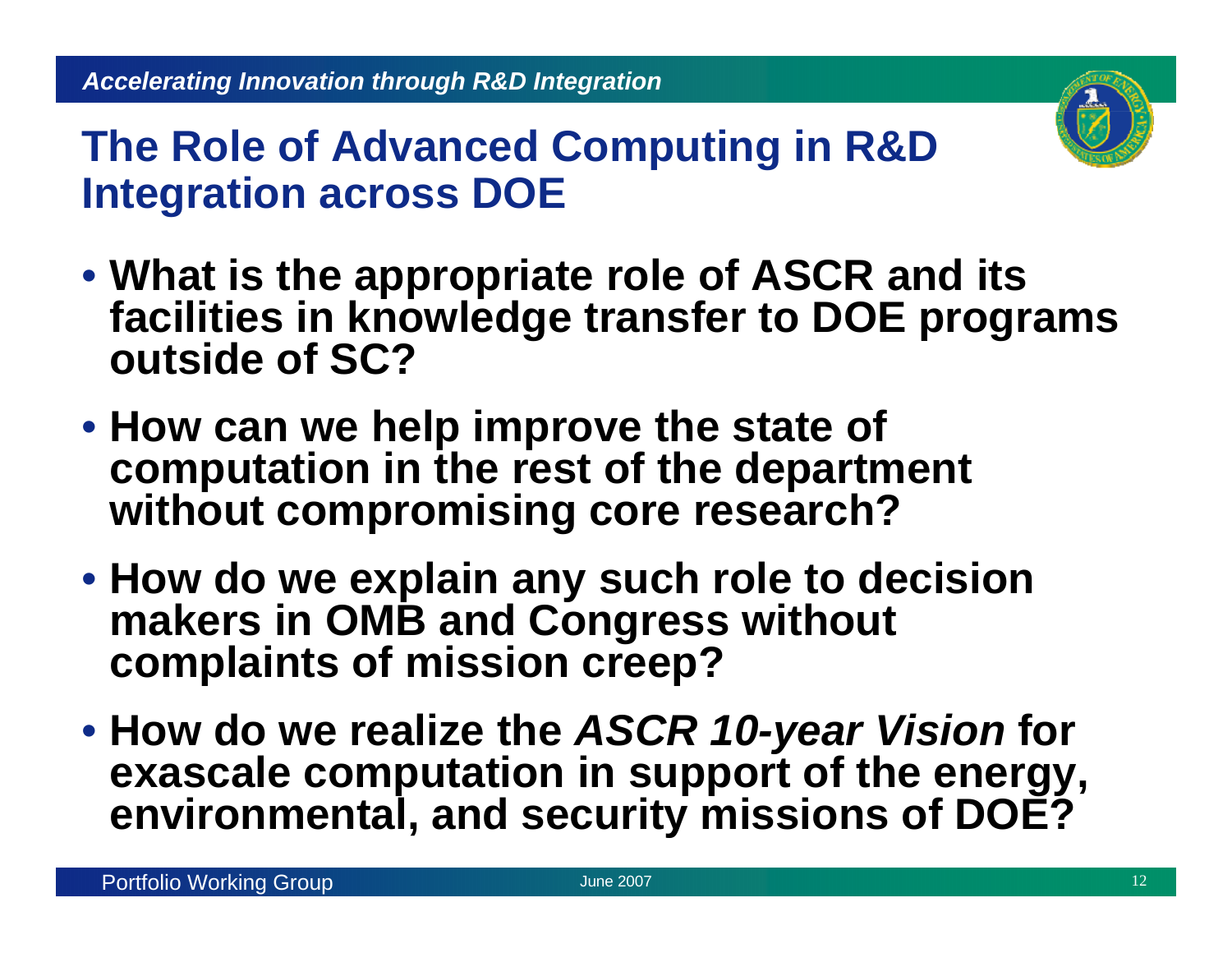# The Role of Advanced Computing in R&D Integration across DOE

- **What is the appropriate role of ASCR and its facilities in knowledge transfer to DOE programs outside of SC?**
- **How can we help improve the state of computation in the rest of the department without compromising core research?**
- **How do we explain any such role to decision makers in OMB and Congress without complaints of mission creep?**
- **How do we realize the *ASCR 10-year Vision* for exascale computation in support of the energy, environmental, and security missions of DOE?**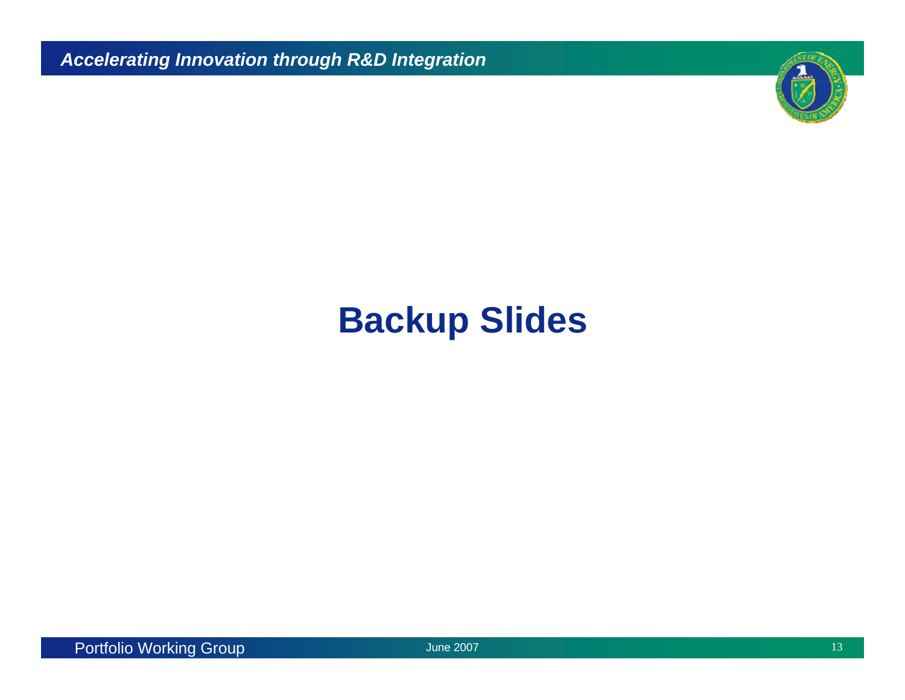# Backup Slides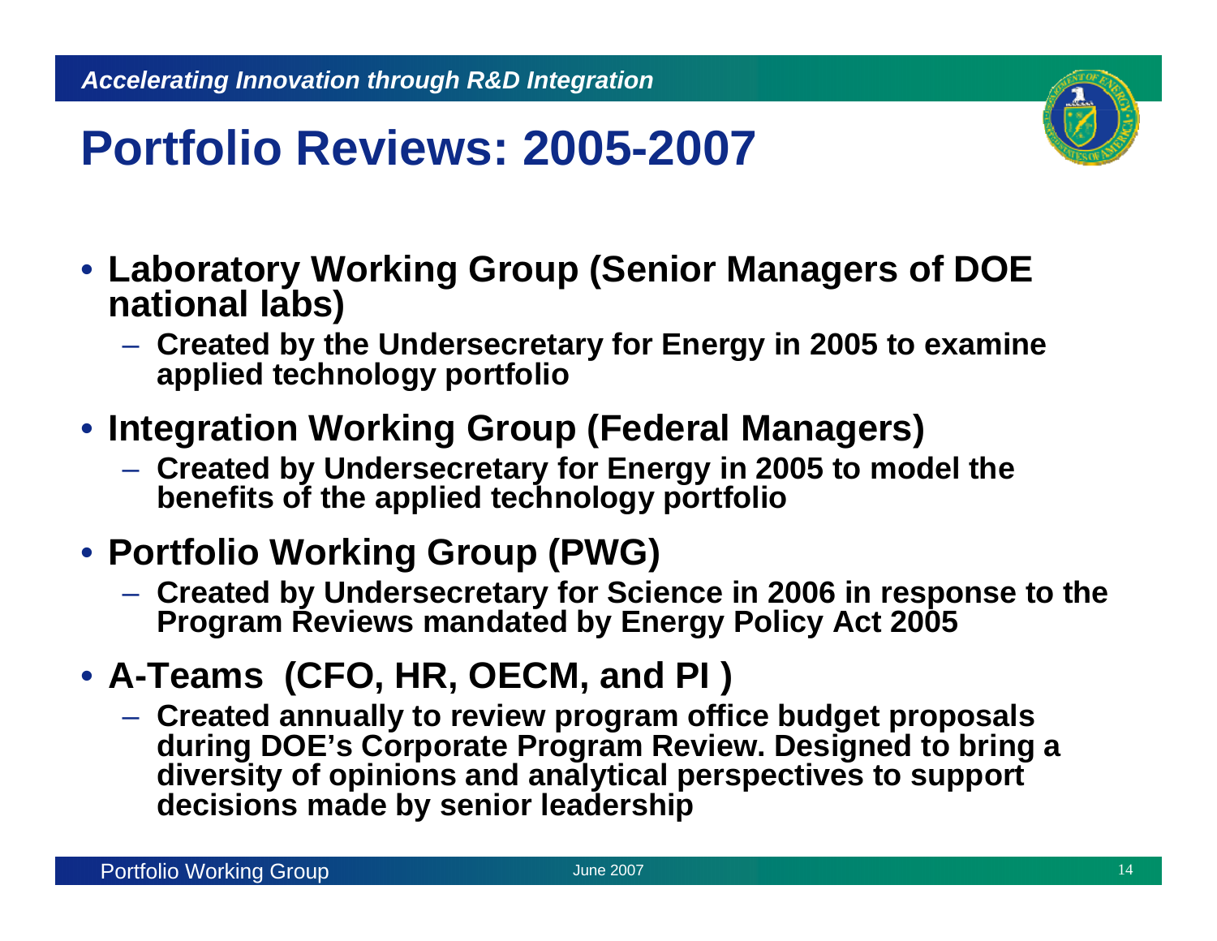# Portfolio Reviews: 2005-2007

- **Laboratory Working Group (Senior Managers of DOE national labs)**
  - **Created by the Undersecretary for Energy in 2005 to examine applied technology portfolio**
- **Integration Working Group (Federal Managers)**
  - **Created by Undersecretary for Energy in 2005 to model the benefits of the applied technology portfolio**
- **Portfolio Working Group (PWG)**
  - **Created by Undersecretary for Science in 2006 in response to the Program Reviews mandated by Energy Policy Act 2005**
- **A-Teams (CFO, HR, OECM, and PI )**
  - **Created annually to review program office budget proposals during DOE's Corporate Program Review. Designed to bring a diversity of opinions and analytical perspectives to support decisions made by senior leadership**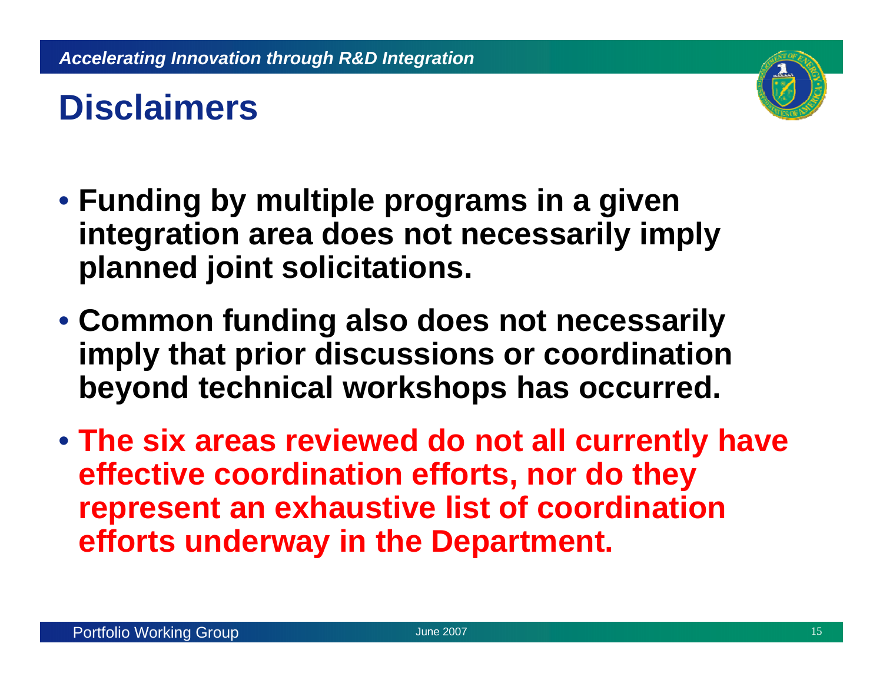# Disclaimers

- **Funding by multiple programs in a given integration area does not necessarily imply planned joint solicitations.**
- **Common funding also does not necessarily imply that prior discussions or coordination beyond technical workshops has occurred.**
- **The six areas reviewed do not all currently have effective coordination efforts, nor do they represent an exhaustive list of coordination efforts underway in the Department.**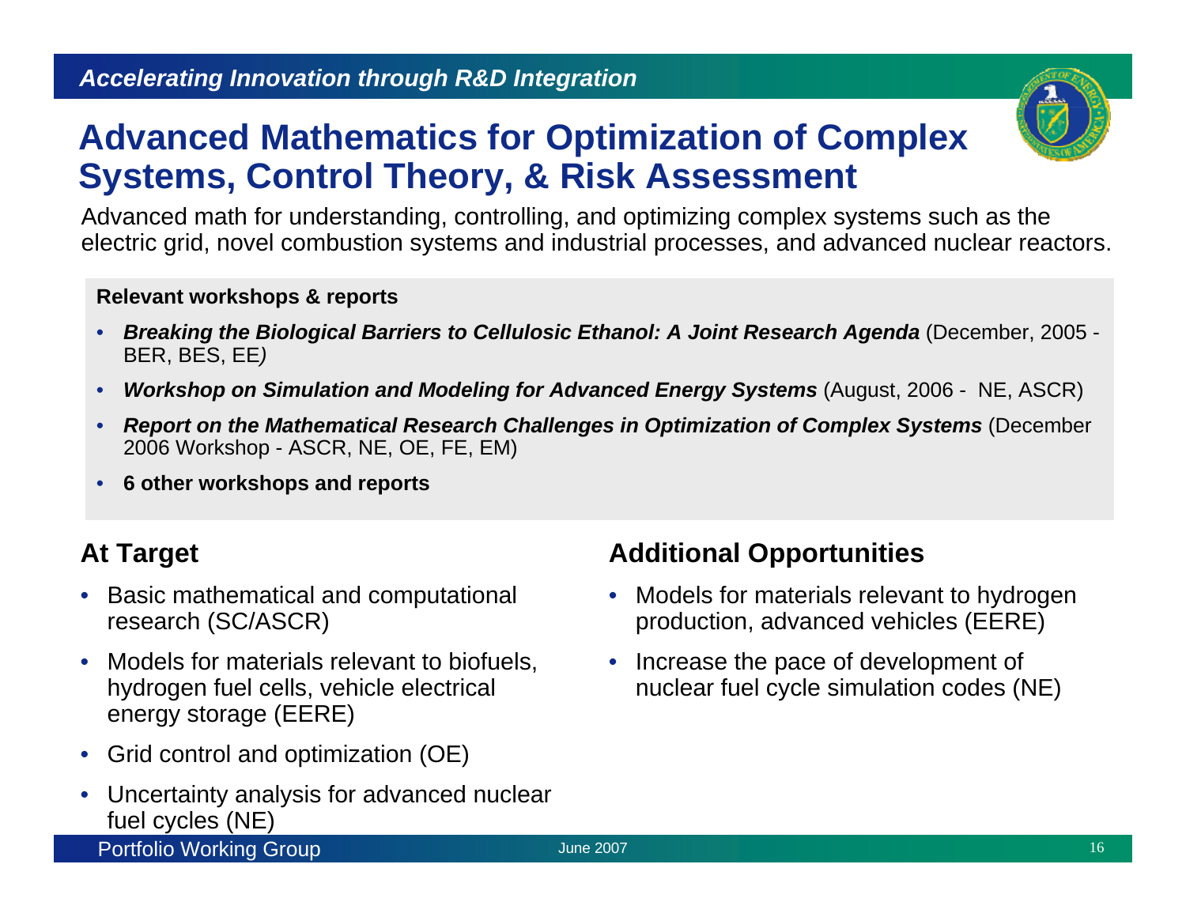# Advanced Mathematics for Optimization of Complex Systems, Control Theory, & Risk Assessment

Advanced math for understanding, controlling, and optimizing complex systems such as the electric grid, novel combustion systems and industrial processes, and advanced nuclear reactors.

**Relevant workshops & reports**

- ***Breaking the Biological Barriers to Cellulosic Ethanol: A Joint Research Agenda*** (December, 2005 - BER, BES, EE)
- ***Workshop on Simulation and Modeling for Advanced Energy Systems*** (August, 2006 - NE, ASCR)
- ***Report on the Mathematical Research Challenges in Optimization of Complex Systems*** (December 2006 Workshop - ASCR, NE, OE, FE, EM)
- **6 other workshops and reports**

## At Target

- Basic mathematical and computational research (SC/ASCR)
- Models for materials relevant to biofuels, hydrogen fuel cells, vehicle electrical energy storage (EERE)
- Grid control and optimization (OE)
- Uncertainty analysis for advanced nuclear fuel cycles (NE)

## Additional Opportunities

- Models for materials relevant to hydrogen production, advanced vehicles (EERE)
- Increase the pace of development of nuclear fuel cycle simulation codes (NE)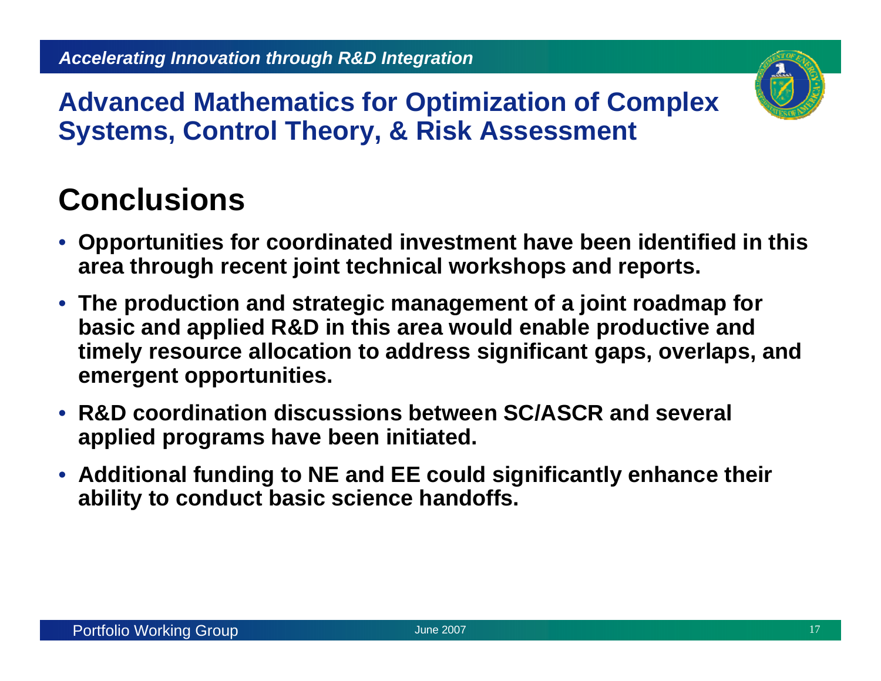## Advanced Mathematics for Optimization of Complex Systems, Control Theory, & Risk Assessment

# Conclusions

- **Opportunities for coordinated investment have been identified in this area through recent joint technical workshops and reports.**
- **The production and strategic management of a joint roadmap for basic and applied R&D in this area would enable productive and timely resource allocation to address significant gaps, overlaps, and emergent opportunities.**
- **R&D coordination discussions between SC/ASCR and several applied programs have been initiated.**
- **Additional funding to NE and EE could significantly enhance their ability to conduct basic science handoffs.**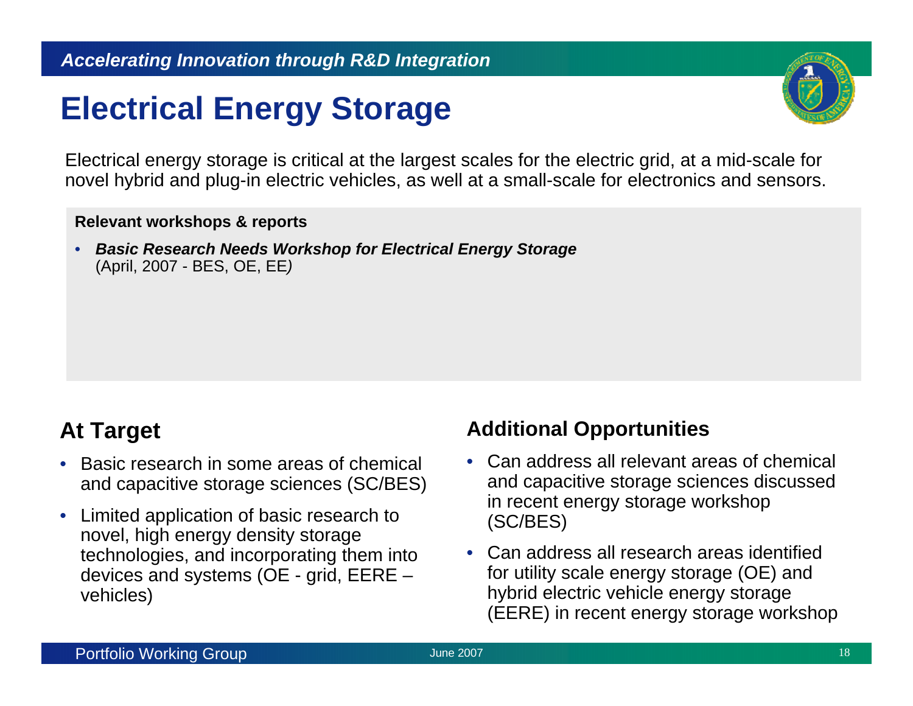# Electrical Energy Storage

Electrical energy storage is critical at the largest scales for the electric grid, at a mid-scale for novel hybrid and plug-in electric vehicles, as well at a small-scale for electronics and sensors.

**Relevant workshops & reports**

- ***Basic Research Needs Workshop for Electrical Energy Storage*** (April, 2007 - BES, OE, EE)

## At Target

- Basic research in some areas of chemical and capacitive storage sciences (SC/BES)
- Limited application of basic research to novel, high energy density storage technologies, and incorporating them into devices and systems (OE - grid, EERE – vehicles)

## Additional Opportunities

- Can address all relevant areas of chemical and capacitive storage sciences discussed in recent energy storage workshop (SC/BES)
- Can address all research areas identified for utility scale energy storage (OE) and hybrid electric vehicle energy storage (EERE) in recent energy storage workshop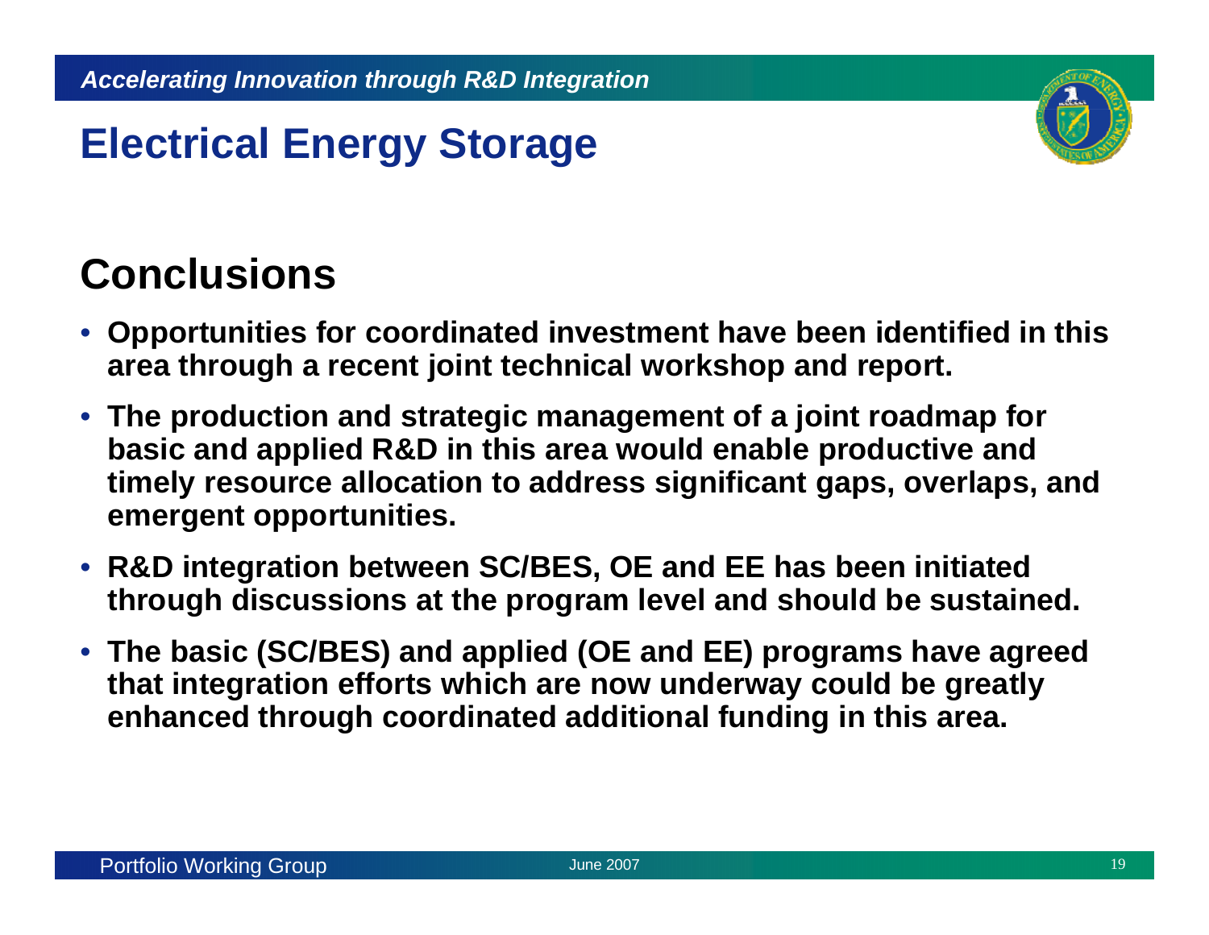# Electrical Energy Storage

## Conclusions

- Opportunities for coordinated investment have been identified in this area through a recent joint technical workshop and report.
- The production and strategic management of a joint roadmap for basic and applied R&D in this area would enable productive and timely resource allocation to address significant gaps, overlaps, and emergent opportunities.
- R&D integration between SC/BES, OE and EE has been initiated through discussions at the program level and should be sustained.
- The basic (SC/BES) and applied (OE and EE) programs have agreed that integration efforts which are now underway could be greatly enhanced through coordinated additional funding in this area.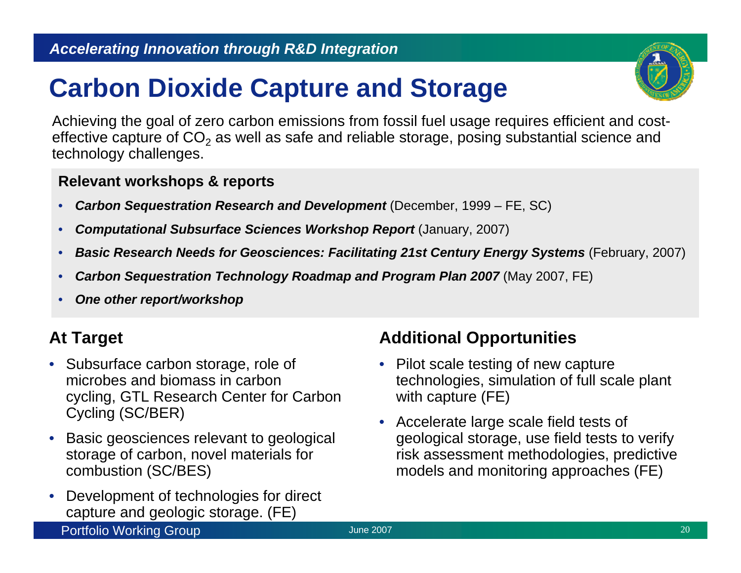# Carbon Dioxide Capture and Storage

Achieving the goal of zero carbon emissions from fossil fuel usage requires efficient and cost-effective capture of $CO_2$ as well as safe and reliable storage, posing substantial science and technology challenges.

**Relevant workshops & reports**

- ***Carbon Sequestration Research and Development*** (December, 1999 – FE, SC)
- ***Computational Subsurface Sciences Workshop Report*** (January, 2007)
- ***Basic Research Needs for Geosciences: Facilitating 21st Century Energy Systems*** (February, 2007)
- ***Carbon Sequestration Technology Roadmap and Program Plan 2007*** (May 2007, FE)
- ***One other report/workshop***

## At Target

- Subsurface carbon storage, role of microbes and biomass in carbon cycling, GTL Research Center for Carbon Cycling (SC/BER)
- Basic geosciences relevant to geological storage of carbon, novel materials for combustion (SC/BES)
- Development of technologies for direct capture and geologic storage. (FE)

## Additional Opportunities

- Pilot scale testing of new capture technologies, simulation of full scale plant with capture (FE)
- Accelerate large scale field tests of geological storage, use field tests to verify risk assessment methodologies, predictive models and monitoring approaches (FE)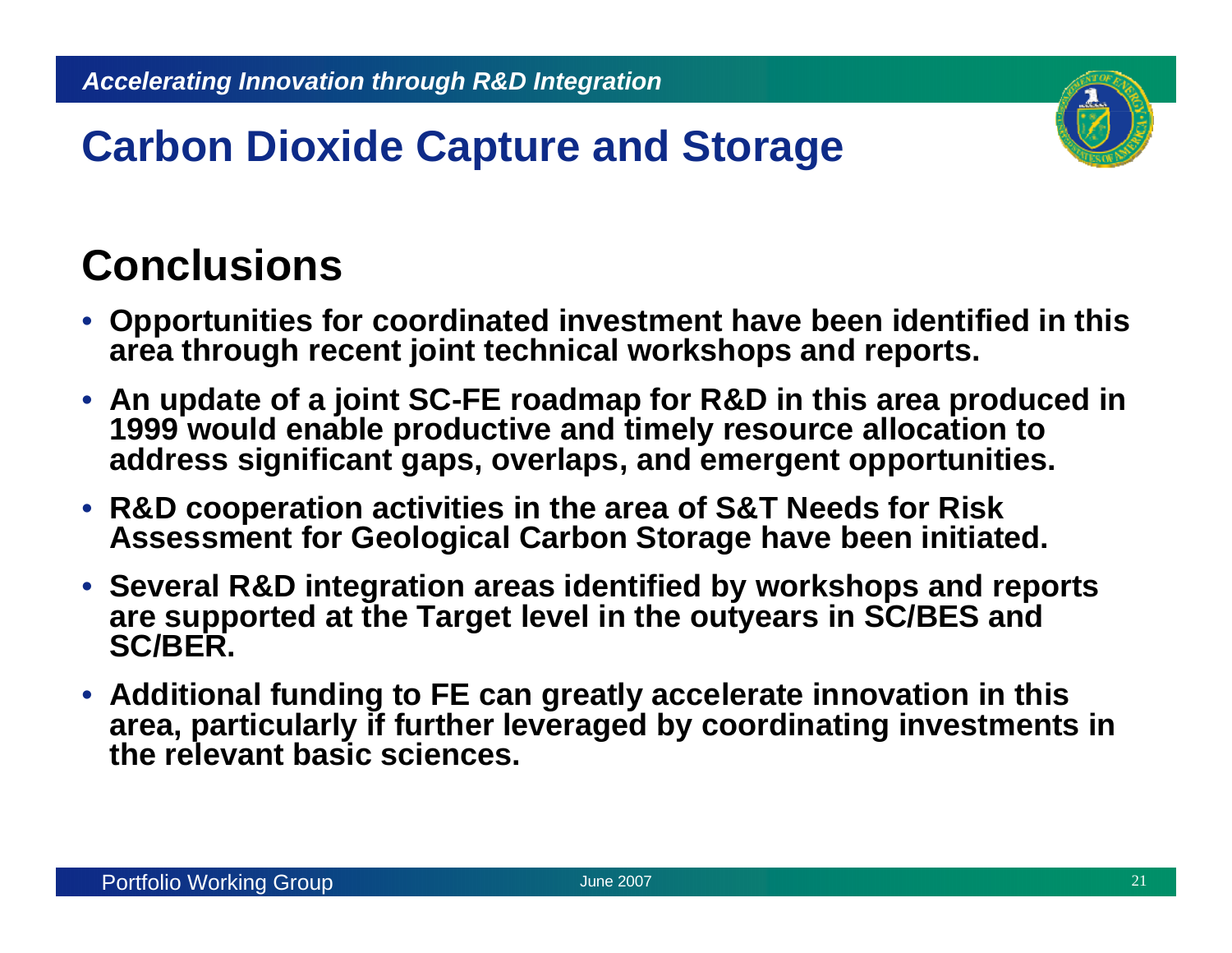# Carbon Dioxide Capture and Storage

## Conclusions

- **Opportunities for coordinated investment have been identified in this area through recent joint technical workshops and reports.**
- **An update of a joint SC-FE roadmap for R&D in this area produced in 1999 would enable productive and timely resource allocation to address significant gaps, overlaps, and emergent opportunities.**
- **R&D cooperation activities in the area of S&T Needs for Risk Assessment for Geological Carbon Storage have been initiated.**
- **Several R&D integration areas identified by workshops and reports are supported at the Target level in the outyears in SC/BES and SC/BER.**
- **Additional funding to FE can greatly accelerate innovation in this area, particularly if further leveraged by coordinating investments in the relevant basic sciences.**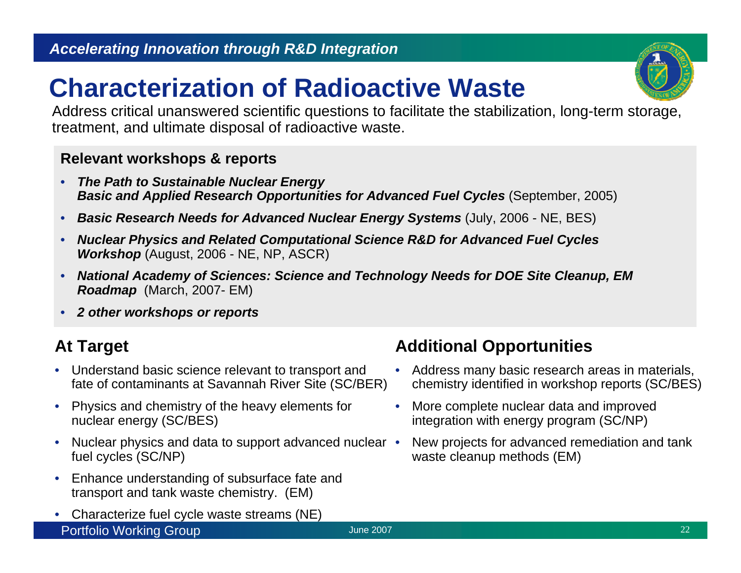# Characterization of Radioactive Waste

Address critical unanswered scientific questions to facilitate the stabilization, long-term storage, treatment, and ultimate disposal of radioactive waste.

**Relevant workshops & reports**

- ***The Path to Sustainable Nuclear Energy***
  ***Basic and Applied Research Opportunities for Advanced Fuel Cycles*** (September, 2005)
- ***Basic Research Needs for Advanced Nuclear Energy Systems*** (July, 2006 - NE, BES)
- ***Nuclear Physics and Related Computational Science R&D for Advanced Fuel Cycles Workshop*** (August, 2006 - NE, NP, ASCR)
- ***National Academy of Sciences: Science and Technology Needs for DOE Site Cleanup, EM Roadmap*** (March, 2007- EM)
- ***2 other workshops or reports***

## At Target

- Understand basic science relevant to transport and fate of contaminants at Savannah River Site (SC/BER)
- Physics and chemistry of the heavy elements for nuclear energy (SC/BES)
- Nuclear physics and data to support advanced nuclear fuel cycles (SC/NP)
- Enhance understanding of subsurface fate and transport and tank waste chemistry. (EM)
- Characterize fuel cycle waste streams (NE)

## Additional Opportunities

- Address many basic research areas in materials, chemistry identified in workshop reports (SC/BES)
- More complete nuclear data and improved integration with energy program (SC/NP)
- New projects for advanced remediation and tank waste cleanup methods (EM)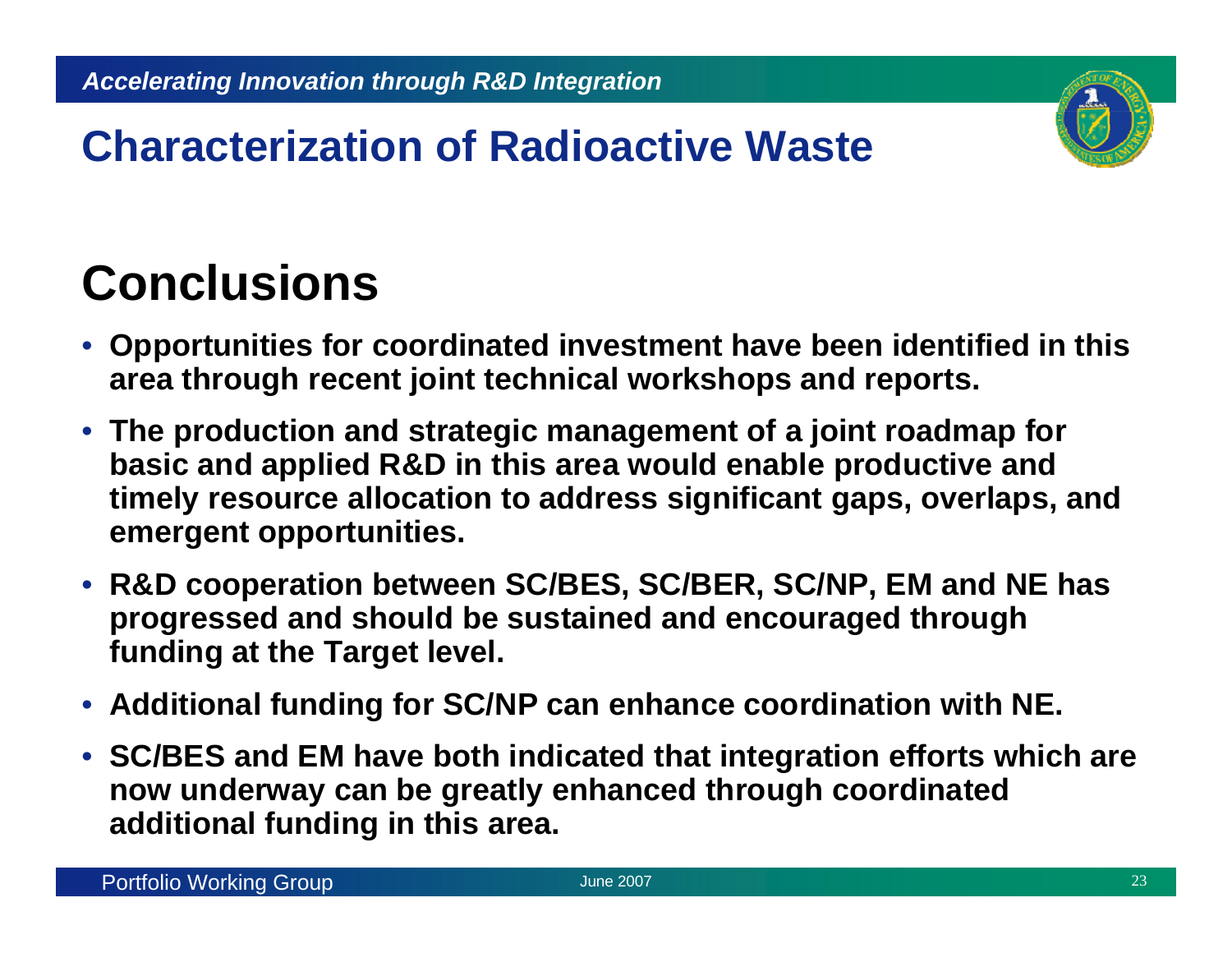# Characterization of Radioactive Waste

## Conclusions

- **Opportunities for coordinated investment have been identified in this area through recent joint technical workshops and reports.**
- **The production and strategic management of a joint roadmap for basic and applied R&D in this area would enable productive and timely resource allocation to address significant gaps, overlaps, and emergent opportunities.**
- **R&D cooperation between SC/BES, SC/BER, SC/NP, EM and NE has progressed and should be sustained and encouraged through funding at the Target level.**
- **Additional funding for SC/NP can enhance coordination with NE.**
- **SC/BES and EM have both indicated that integration efforts which are now underway can be greatly enhanced through coordinated additional funding in this area.**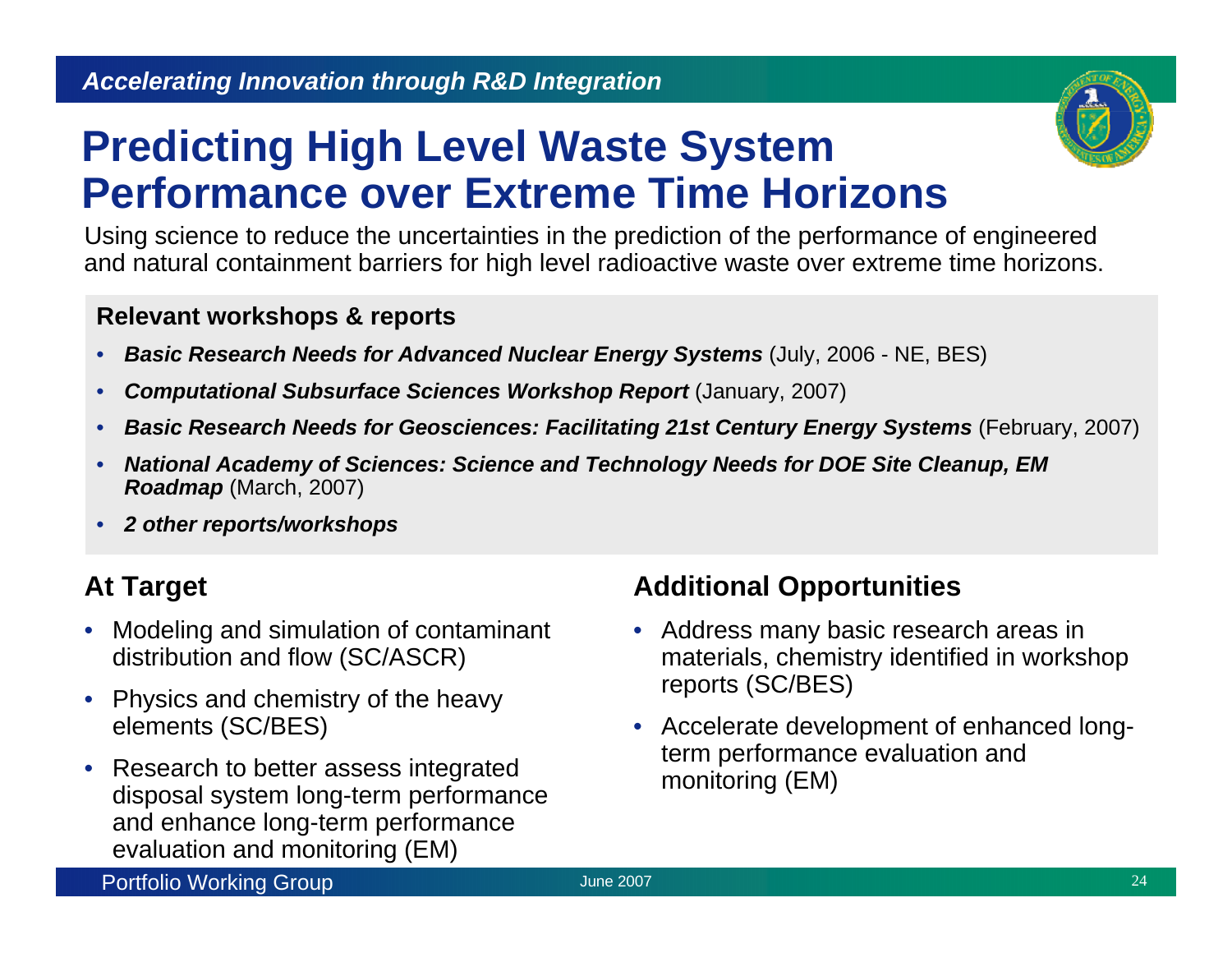# Predicting High Level Waste System Performance over Extreme Time Horizons

Using science to reduce the uncertainties in the prediction of the performance of engineered and natural containment barriers for high level radioactive waste over extreme time horizons.

**Relevant workshops & reports**

- ***Basic Research Needs for Advanced Nuclear Energy Systems*** (July, 2006 - NE, BES)
- ***Computational Subsurface Sciences Workshop Report*** (January, 2007)
- ***Basic Research Needs for Geosciences: Facilitating 21st Century Energy Systems*** (February, 2007)
- ***National Academy of Sciences: Science and Technology Needs for DOE Site Cleanup, EM Roadmap*** (March, 2007)
- ***2 other reports/workshops***

## At Target

- Modeling and simulation of contaminant distribution and flow (SC/ASCR)
- Physics and chemistry of the heavy elements (SC/BES)
- Research to better assess integrated disposal system long-term performance and enhance long-term performance evaluation and monitoring (EM)

## Additional Opportunities

- Address many basic research areas in materials, chemistry identified in workshop reports (SC/BES)
- Accelerate development of enhanced long-term performance evaluation and monitoring (EM)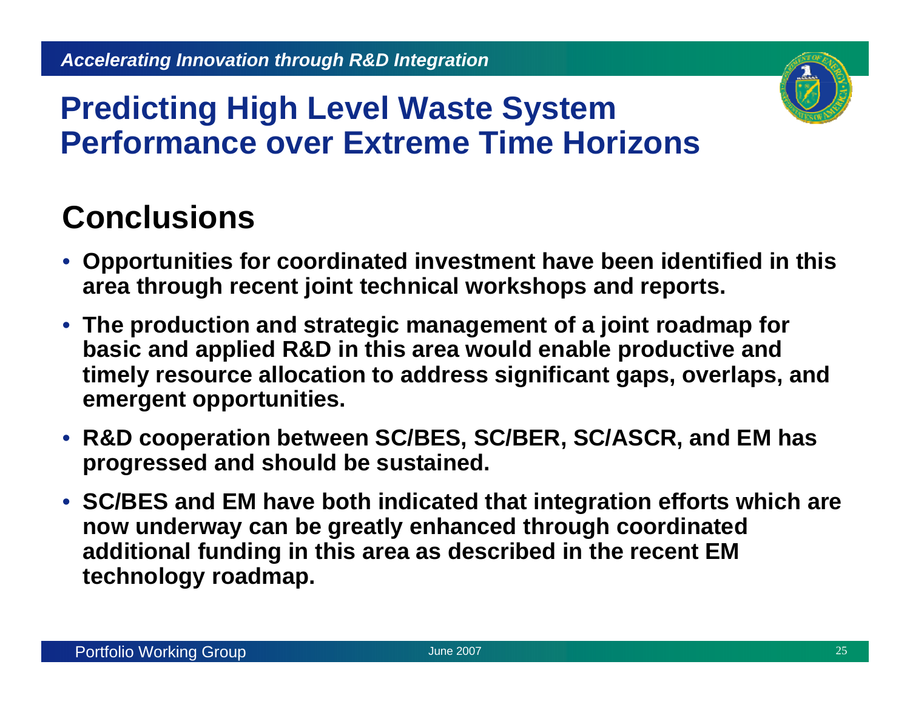# Predicting High Level Waste System Performance over Extreme Time Horizons

## Conclusions

- **Opportunities for coordinated investment have been identified in this area through recent joint technical workshops and reports.**
- **The production and strategic management of a joint roadmap for basic and applied R&D in this area would enable productive and timely resource allocation to address significant gaps, overlaps, and emergent opportunities.**
- **R&D cooperation between SC/BES, SC/BER, SC/ASCR, and EM has progressed and should be sustained.**
- **SC/BES and EM have both indicated that integration efforts which are now underway can be greatly enhanced through coordinated additional funding in this area as described in the recent EM technology roadmap.**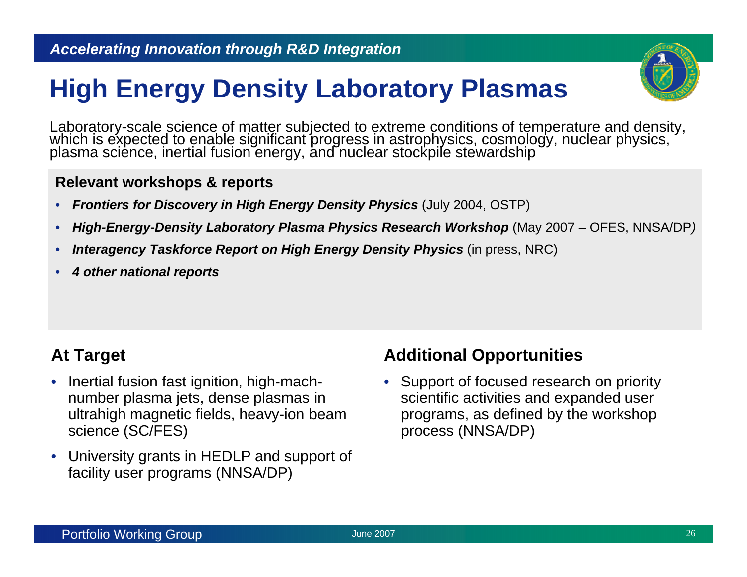# High Energy Density Laboratory Plasmas

Laboratory-scale science of matter subjected to extreme conditions of temperature and density, which is expected to enable significant progress in astrophysics, cosmology, nuclear physics, plasma science, inertial fusion energy, and nuclear stockpile stewardship

**Relevant workshops & reports**

- ***Frontiers for Discovery in High Energy Density Physics*** (July 2004, OSTP)
- ***High-Energy-Density Laboratory Plasma Physics Research Workshop*** (May 2007 – OFES, NNSA/DP)
- ***Interagency Taskforce Report on High Energy Density Physics*** (in press, NRC)
- ***4 other national reports***

## At Target

- Inertial fusion fast ignition, high-mach-number plasma jets, dense plasmas in ultrahigh magnetic fields, heavy-ion beam science (SC/FES)
- University grants in HEDLP and support of facility user programs (NNSA/DP)

## Additional Opportunities

- Support of focused research on priority scientific activities and expanded user programs, as defined by the workshop process (NNSA/DP)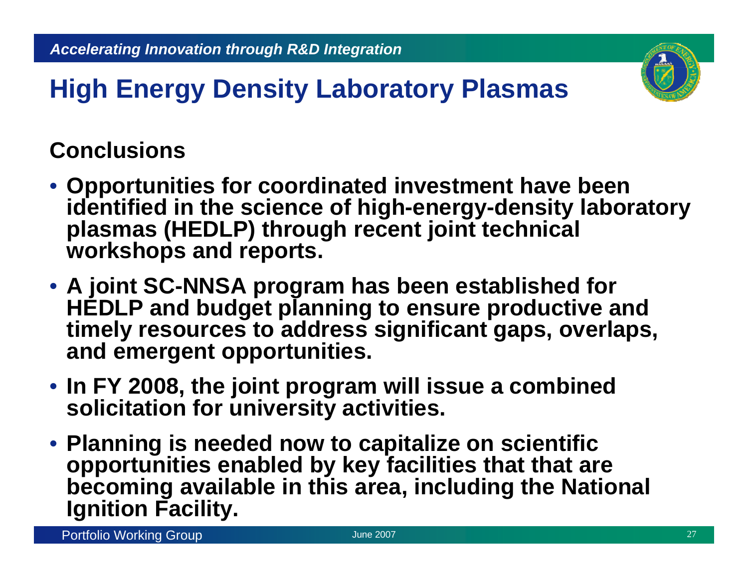# High Energy Density Laboratory Plasmas

## Conclusions

- Opportunities for coordinated investment have been identified in the science of high-energy-density laboratory plasmas (HEDLP) through recent joint technical workshops and reports.
- A joint SC-NNSA program has been established for HEDLP and budget planning to ensure productive and timely resources to address significant gaps, overlaps, and emergent opportunities.
- In FY 2008, the joint program will issue a combined solicitation for university activities.
- Planning is needed now to capitalize on scientific opportunities enabled by key facilities that that are becoming available in this area, including the National Ignition Facility.